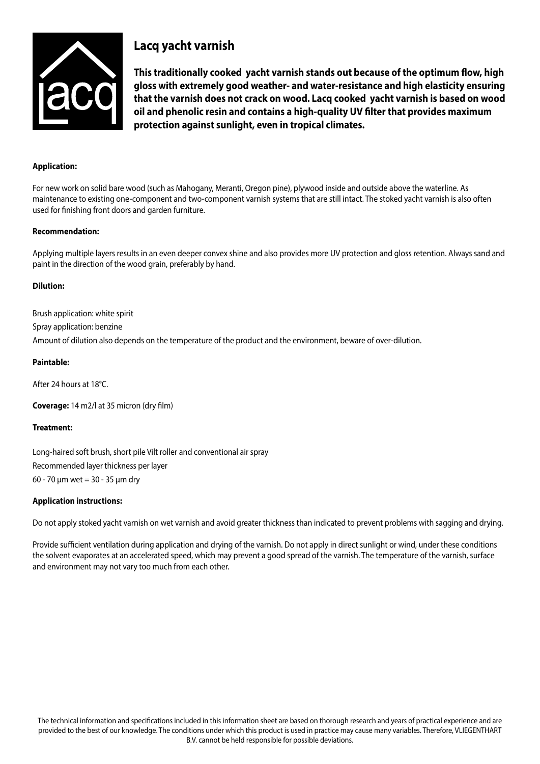# Lacq yacht varnish

**This traditionally cooked yacht varnish stands out because of the optimum flow, high gloss with extremely good weather- and water-resistance and high elasticity ensuring that the varnish does not crack on wood. Lacq cooked yacht varnish is based on wood oil and phenolic resin and contains a high-quality UV filter that provides maximum protection against sunlight, even in tropical climates.**

**Application:**

For new work on solid bare wood (such as Mahogany, Meranti, Oregon pine), plywood inside and outside above the waterline. As maintenance to existing one-component and two-component varnish systems that are still intact. The stoked yacht varnish is also often used for finishing front doors and garden furniture.

**Recommendation:**

Applying multiple layers results in an even deeper convex shine and also provides more UV protection and gloss retention. Always sand and paint in the direction of the wood grain, preferably by hand.

**Dilution:**

Brush application: white spirit

Spray application: benzine

Amount of dilution also depends on the temperature of the product and the environment, beware of over-dilution.

**Paintable:**

After 24 hours at 18°C.

**Coverage:** 14 m2/l at 35 micron (dry film)

**Treatment:**

Long-haired soft brush, short pile Vilt roller and conventional air spray

Recommended layer thickness per layer

60 - 70 µm wet = 30 - 35 µm dry

**Application instructions:**

Do not apply stoked yacht varnish on wet varnish and avoid greater thickness than indicated to prevent problems with sagging and drying.

Provide sufficient ventilation during application and drying of the varnish. Do not apply in direct sunlight or wind, under these conditions the solvent evaporates at an accelerated speed, which may prevent a good spread of the varnish. The temperature of the varnish, surface and environment may not vary too much from each other.

The technical information and specifications included in this information sheet are based on thorough research and years of practical experience and are provided to the best of our knowledge. The conditions under which this product is used in practice may cause many variables. Therefore, VLIEGENTHART B.V. cannot be held responsible for possible deviations.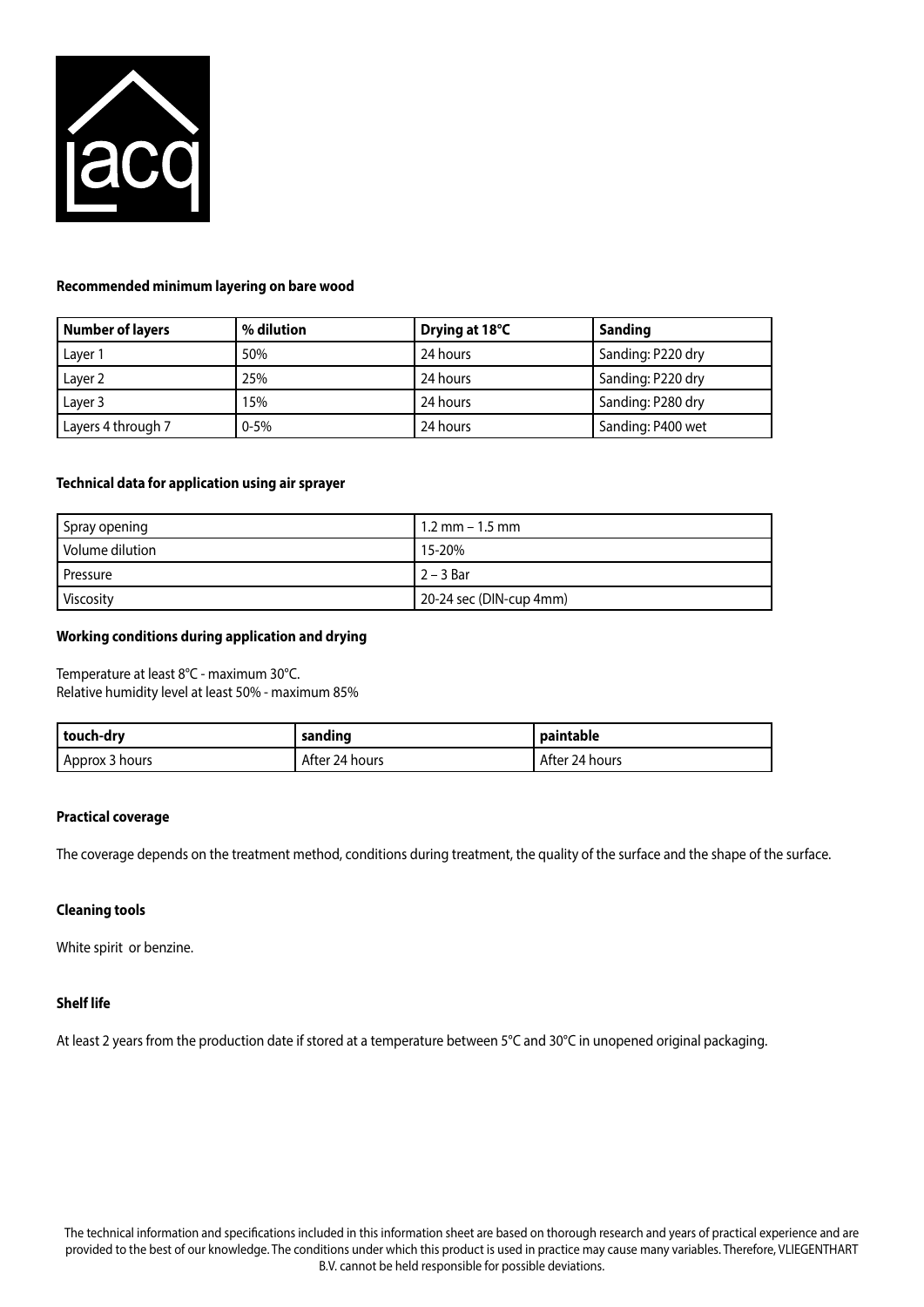**Recommended minimum layering on bare wood**

| Number of layers | % dilution | Drying at 18°C | Sanding |
|---|---|---|---|
| Layer 1 | 50% | 24 hours | Sanding: P220 dry |
| Layer 2 | 25% | 24 hours | Sanding: P220 dry |
| Layer 3 | 15% | 24 hours | Sanding: P280 dry |
| Layers 4 through 7 | 0-5% | 24 hours | Sanding: P400 wet |

**Technical data for application using air sprayer**

| | |
|---|---|
| Spray opening | 1.2 mm – 1.5 mm |
| Volume dilution | 15-20% |
| Pressure | 2 – 3 Bar |
| Viscosity | 20-24 sec (DIN-cup 4mm) |

**Working conditions during application and drying**

Temperature at least 8°C - maximum 30°C.
Relative humidity level at least 50% - maximum 85%

| touch-dry | sanding | paintable |
|---|---|---|
| Approx 3 hours | After 24 hours | After 24 hours |

**Practical coverage**

The coverage depends on the treatment method, conditions during treatment, the quality of the surface and the shape of the surface.

**Cleaning tools**

White spirit or benzine.

**Shelf life**

At least 2 years from the production date if stored at a temperature between 5°C and 30°C in unopened original packaging.

The technical information and specifications included in this information sheet are based on thorough research and years of practical experience and are provided to the best of our knowledge. The conditions under which this product is used in practice may cause many variables. Therefore, VLIEGENTHART B.V. cannot be held responsible for possible deviations.